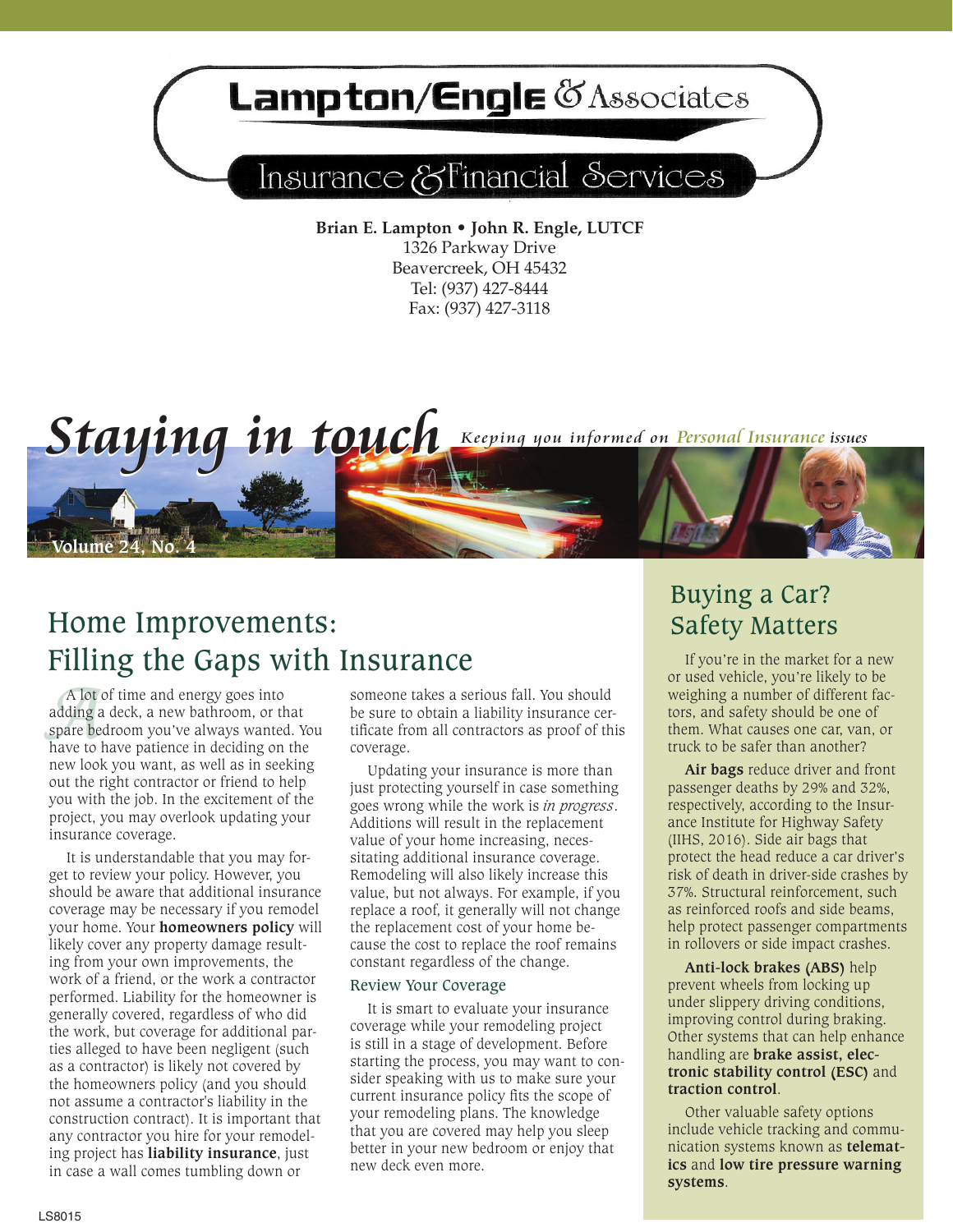# Lampton/Engle & Associates

## Insurance & Financial Services

**Brian E. Lampton • John R. Engle, LUTCF**
1326 Parkway Drive
Beavercreek, OH 45432
Tel: (937) 427-8444
Fax: (937) 427-3118

# Staying in touch

*Keeping you informed on Personal Insurance issues*

Volume 24, No. 4

## Home Improvements: Filling the Gaps with Insurance

A lot of time and energy goes into adding a deck, a new bathroom, or that spare bedroom you've always wanted. You have to have patience in deciding on the new look you want, as well as in seeking out the right contractor or friend to help you with the job. In the excitement of the project, you may overlook updating your insurance coverage.

It is understandable that you may forget to review your policy. However, you should be aware that additional insurance coverage may be necessary if you remodel your home. Your **homeowners policy** will likely cover any property damage resulting from your own improvements, the work of a friend, or the work a contractor performed. Liability for the homeowner is generally covered, regardless of who did the work, but coverage for additional parties alleged to have been negligent (such as a contractor) is likely not covered by the homeowners policy (and you should not assume a contractor's liability in the construction contract). It is important that any contractor you hire for your remodeling project has **liability insurance**, just in case a wall comes tumbling down or someone takes a serious fall. You should be sure to obtain a liability insurance certificate from all contractors as proof of this coverage.

Updating your insurance is more than just protecting yourself in case something goes wrong while the work is *in progress*. Additions will result in the replacement value of your home increasing, necessitating additional insurance coverage. Remodeling will also likely increase this value, but not always. For example, if you replace a roof, it generally will not change the replacement cost of your home because the cost to replace the roof remains constant regardless of the change.

### Review Your Coverage

It is smart to evaluate your insurance coverage while your remodeling project is still in a stage of development. Before starting the process, you may want to consider speaking with us to make sure your current insurance policy fits the scope of your remodeling plans. The knowledge that you are covered may help you sleep better in your new bedroom or enjoy that new deck even more.

## Buying a Car? Safety Matters

If you're in the market for a new or used vehicle, you're likely to be weighing a number of different factors, and safety should be one of them. What causes one car, van, or truck to be safer than another?

**Air bags** reduce driver and front passenger deaths by 29% and 32%, respectively, according to the Insurance Institute for Highway Safety (IIHS, 2016). Side air bags that protect the head reduce a car driver's risk of death in driver-side crashes by 37%. Structural reinforcement, such as reinforced roofs and side beams, help protect passenger compartments in rollovers or side impact crashes.

**Anti-lock brakes (ABS)** help prevent wheels from locking up under slippery driving conditions, improving control during braking. Other systems that can help enhance handling are **brake assist, electronic stability control (ESC)** and **traction control**.

Other valuable safety options include vehicle tracking and communication systems known as **telematics** and **low tire pressure warning systems**.

LS8015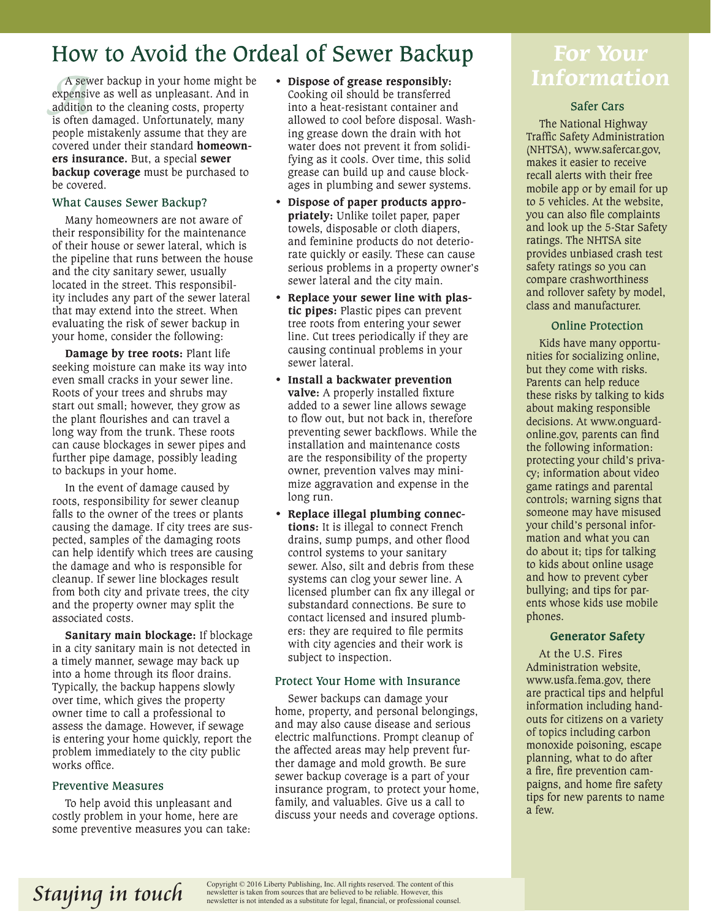# How to Avoid the Ordeal of Sewer Backup

A sewer backup in your home might be expensive as well as unpleasant. And in addition to the cleaning costs, property is often damaged. Unfortunately, many people mistakenly assume that they are covered under their standard **homeowners insurance.** But, a special **sewer backup coverage** must be purchased to be covered.

## What Causes Sewer Backup?

Many homeowners are not aware of their responsibility for the maintenance of their house or sewer lateral, which is the pipeline that runs between the house and the city sanitary sewer, usually located in the street. This responsibility includes any part of the sewer lateral that may extend into the street. When evaluating the risk of sewer backup in your home, consider the following:

**Damage by tree roots:** Plant life seeking moisture can make its way into even small cracks in your sewer line. Roots of your trees and shrubs may start out small; however, they grow as the plant flourishes and can travel a long way from the trunk. These roots can cause blockages in sewer pipes and further pipe damage, possibly leading to backups in your home.

In the event of damage caused by roots, responsibility for sewer cleanup falls to the owner of the trees or plants causing the damage. If city trees are suspected, samples of the damaging roots can help identify which trees are causing the damage and who is responsible for cleanup. If sewer line blockages result from both city and private trees, the city and the property owner may split the associated costs.

**Sanitary main blockage:** If blockage in a city sanitary main is not detected in a timely manner, sewage may back up into a home through its floor drains. Typically, the backup happens slowly over time, which gives the property owner time to call a professional to assess the damage. However, if sewage is entering your home quickly, report the problem immediately to the city public works office.

## Preventive Measures

To help avoid this unpleasant and costly problem in your home, here are some preventive measures you can take:

- **Dispose of grease responsibly:** Cooking oil should be transferred into a heat-resistant container and allowed to cool before disposal. Washing grease down the drain with hot water does not prevent it from solidifying as it cools. Over time, this solid grease can build up and cause blockages in plumbing and sewer systems.
- **Dispose of paper products appropriately:** Unlike toilet paper, paper towels, disposable or cloth diapers, and feminine products do not deteriorate quickly or easily. These can cause serious problems in a property owner's sewer lateral and the city main.
- **Replace your sewer line with plastic pipes:** Plastic pipes can prevent tree roots from entering your sewer line. Cut trees periodically if they are causing continual problems in your sewer lateral.
- **Install a backwater prevention valve:** A properly installed fixture added to a sewer line allows sewage to flow out, but not back in, therefore preventing sewer backflows. While the installation and maintenance costs are the responsibility of the property owner, prevention valves may minimize aggravation and expense in the long run.
- **Replace illegal plumbing connections:** It is illegal to connect French drains, sump pumps, and other flood control systems to your sanitary sewer. Also, silt and debris from these systems can clog your sewer line. A licensed plumber can fix any illegal or substandard connections. Be sure to contact licensed and insured plumbers: they are required to file permits with city agencies and their work is subject to inspection.

## Protect Your Home with Insurance

Sewer backups can damage your home, property, and personal belongings, and may also cause disease and serious electric malfunctions. Prompt cleanup of the affected areas may help prevent further damage and mold growth. Be sure sewer backup coverage is a part of your insurance program, to protect your home, family, and valuables. Give us a call to discuss your needs and coverage options.

# For Your Information

## Safer Cars

The National Highway Traffic Safety Administration (NHTSA), www.safercar.gov, makes it easier to receive recall alerts with their free mobile app or by email for up to 5 vehicles. At the website, you can also file complaints and look up the 5-Star Safety ratings. The NHTSA site provides unbiased crash test safety ratings so you can compare crashworthiness and rollover safety by model, class and manufacturer.

## Online Protection

Kids have many opportunities for socializing online, but they come with risks. Parents can help reduce these risks by talking to kids about making responsible decisions. At www.onguardonline.gov, parents can find the following information: protecting your child's privacy; information about video game ratings and parental controls; warning signs that someone may have misused your child's personal information and what you can do about it; tips for talking to kids about online usage and how to prevent cyber bullying; and tips for parents whose kids use mobile phones.

## Generator Safety

At the U.S. Fires Administration website, www.usfa.fema.gov, there are practical tips and helpful information including handouts for citizens on a variety of topics including carbon monoxide poisoning, escape planning, what to do after a fire, fire prevention campaigns, and home fire safety tips for new parents to name a few.

*Staying in touch*

Copyright © 2016 Liberty Publishing, Inc. All rights reserved. The content of this newsletter is taken from sources that are believed to be reliable. However, this newsletter is not intended as a substitute for legal, financial, or professional counsel.